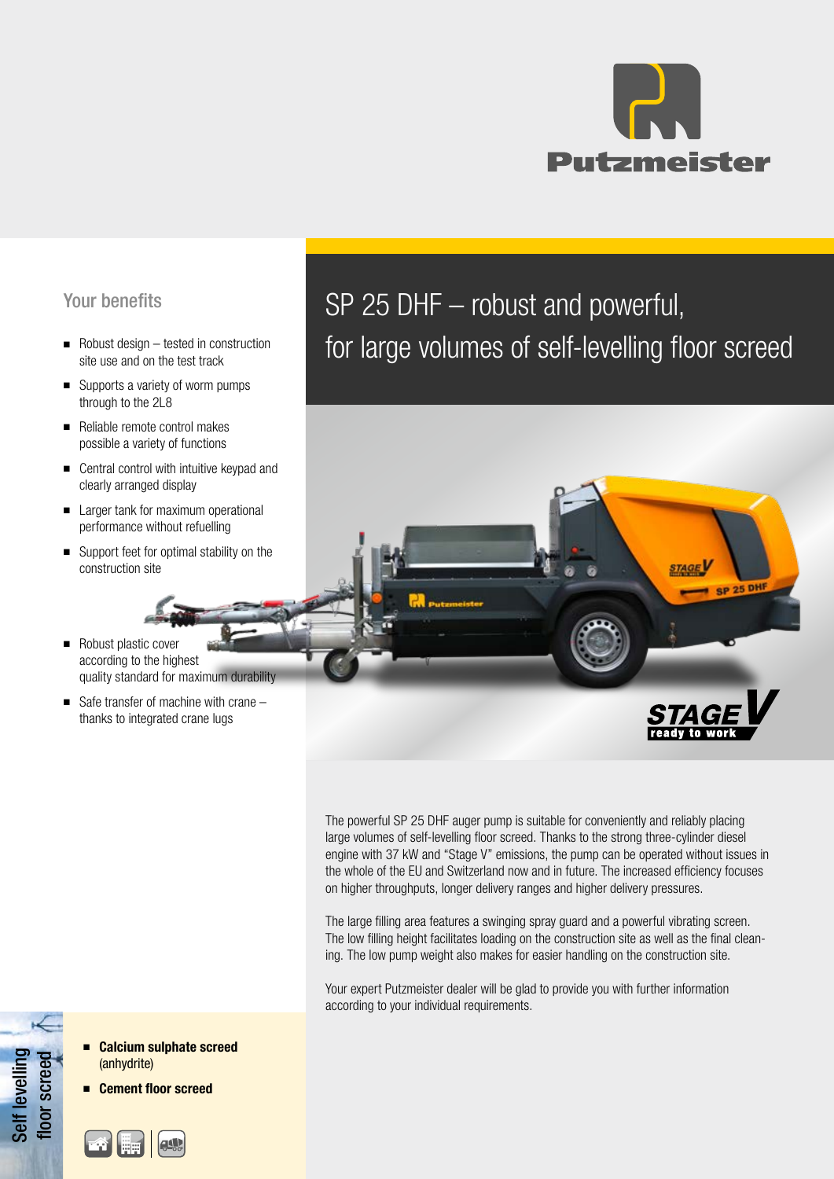# SP 25 DHF – robust and powerful, for large volumes of self-levelling floor screed

## Your benefits

- Robust design – tested in construction site use and on the test track
- Supports a variety of worm pumps through to the 2L8
- Reliable remote control makes possible a variety of functions
- Central control with intuitive keypad and clearly arranged display
- Larger tank for maximum operational performance without refuelling
- Support feet for optimal stability on the construction site
- Robust plastic cover according to the highest quality standard for maximum durability
- Safe transfer of machine with crane – thanks to integrated crane lugs

The powerful SP 25 DHF auger pump is suitable for conveniently and reliably placing large volumes of self-levelling floor screed. Thanks to the strong three-cylinder diesel engine with 37 kW and "Stage V" emissions, the pump can be operated without issues in the whole of the EU and Switzerland now and in future. The increased efficiency focuses on higher throughputs, longer delivery ranges and higher delivery pressures.

The large filling area features a swinging spray guard and a powerful vibrating screen. The low filling height facilitates loading on the construction site as well as the final cleaning. The low pump weight also makes for easier handling on the construction site.

Your expert Putzmeister dealer will be glad to provide you with further information according to your individual requirements.

## Self levelling floor screed

- **Calcium sulphate screed** (anhydrite)
- **Cement floor screed**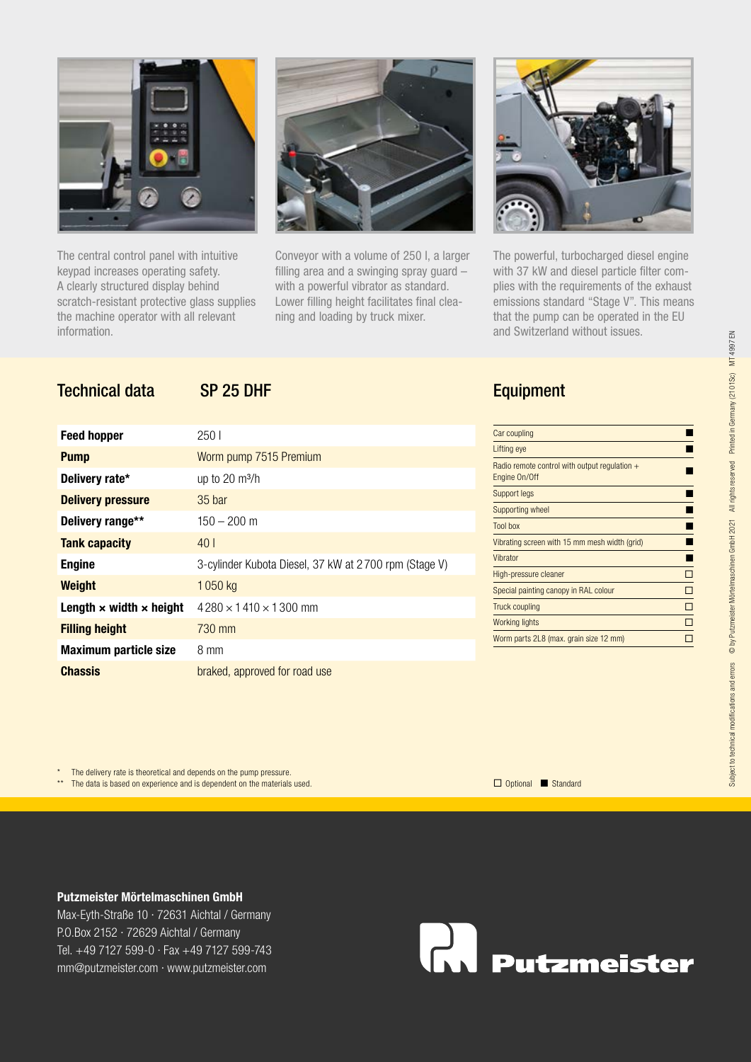The central control panel with intuitive keypad increases operating safety. A clearly structured display behind scratch-resistant protective glass supplies the machine operator with all relevant information.

Conveyor with a volume of 250 l, a larger filling area and a swinging spray guard – with a powerful vibrator as standard. Lower filling height facilitates final cleaning and loading by truck mixer.

The powerful, turbocharged diesel engine with 37 kW and diesel particle filter complies with the requirements of the exhaust emissions standard "Stage V". This means that the pump can be operated in the EU and Switzerland without issues.

## Technical data

| | SP 25 DHF |
|---|---|
| **Feed hopper** | 250 l |
| **Pump** | Worm pump 7515 Premium |
| **Delivery rate*** | up to 20 m³/h |
| **Delivery pressure** | 35 bar |
| **Delivery range**** | 150 – 200 m |
| **Tank capacity** | 40 l |
| **Engine** | 3-cylinder Kubota Diesel, 37 kW at 2700 rpm (Stage V) |
| **Weight** | 1050 kg |
| **Length × width × height** | 4280 × 1410 × 1300 mm |
| **Filling height** | 730 mm |
| **Maximum particle size** | 8 mm |
| **Chassis** | braked, approved for road use |

## Equipment

| | |
|---|---|
| Car coupling | ■ |
| Lifting eye | ■ |
| Radio remote control with output regulation + Engine On/Off | ■ |
| Support legs | ■ |
| Supporting wheel | ■ |
| Tool box | ■ |
| Vibrating screen with 15 mm mesh width (grid) | ■ |
| Vibrator | ■ |
| High-pressure cleaner | □ |
| Special painting canopy in RAL colour | □ |
| Truck coupling | □ |
| Working lights | □ |
| Worm parts 2L8 (max. grain size 12 mm) | □ |

□ Optional ■ Standard

\* The delivery rate is theoretical and depends on the pump pressure.
\** The data is based on experience and is dependent on the materials used.

Subject to technical modifications and errors © by Putzmeister Mörtelmaschinen GmbH 2021 All rights reserved Printed in Germany (2101Sc) MT 4997 EN

**Putzmeister Mörtelmaschinen GmbH**
Max-Eyth-Straße 10 · 72631 Aichtal / Germany
P.O.Box 2152 · 72629 Aichtal / Germany
Tel. +49 7127 599-0 · Fax +49 7127 599-743
mm@putzmeister.com · www.putzmeister.com

Putzmeister